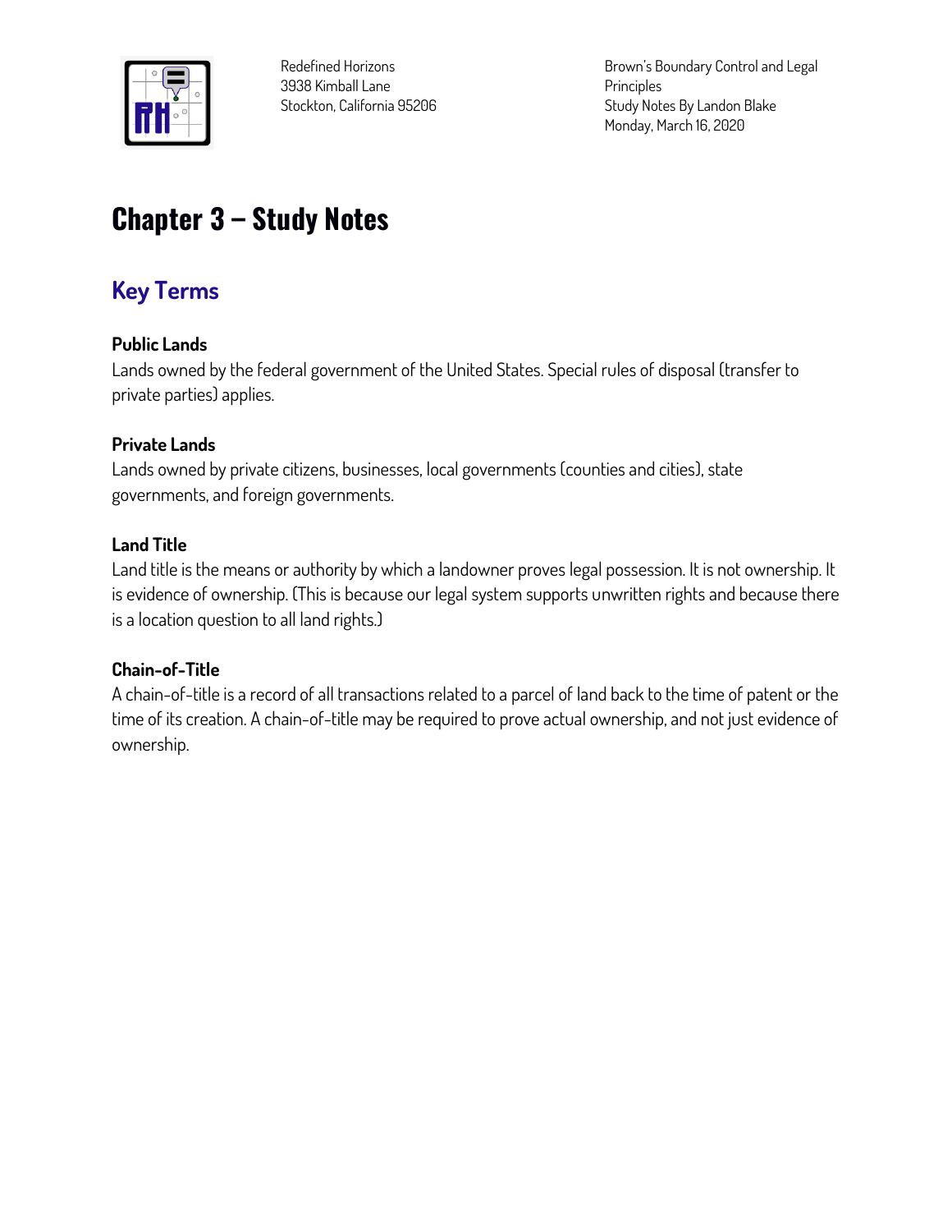Redefined Horizons
3938 Kimball Lane
Stockton, California 95206

Brown's Boundary Control and Legal Principles
Study Notes By Landon Blake
Monday, March 16, 2020

# Chapter 3 – Study Notes

## Key Terms

**Public Lands**
Lands owned by the federal government of the United States. Special rules of disposal (transfer to private parties) applies.

**Private Lands**
Lands owned by private citizens, businesses, local governments (counties and cities), state governments, and foreign governments.

**Land Title**
Land title is the means or authority by which a landowner proves legal possession. It is not ownership. It is evidence of ownership. (This is because our legal system supports unwritten rights and because there is a location question to all land rights.)

**Chain-of-Title**
A chain-of-title is a record of all transactions related to a parcel of land back to the time of patent or the time of its creation. A chain-of-title may be required to prove actual ownership, and not just evidence of ownership.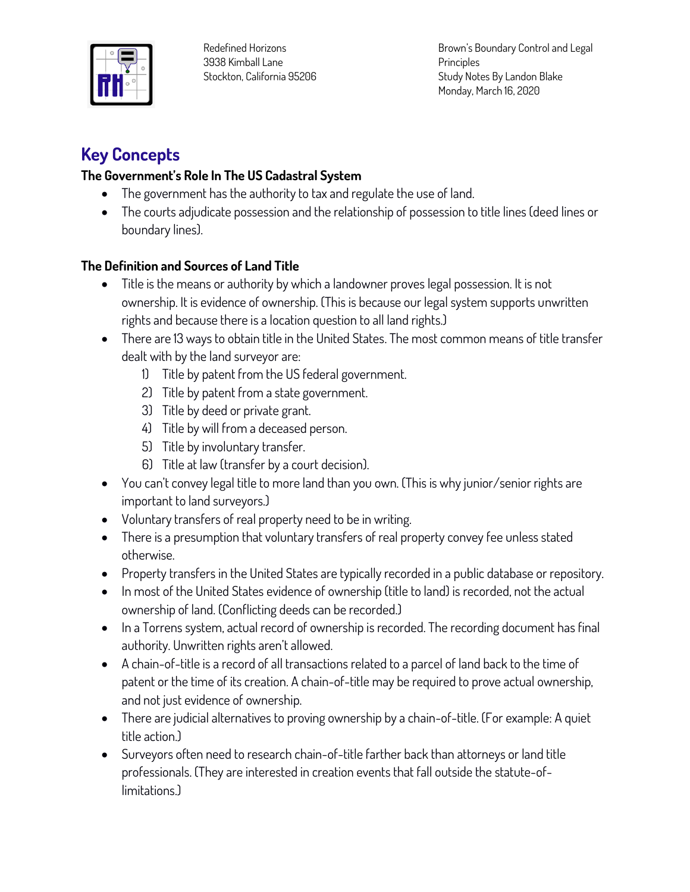## Key Concepts

### The Government's Role In The US Cadastral System

- The government has the authority to tax and regulate the use of land.
- The courts adjudicate possession and the relationship of possession to title lines (deed lines or boundary lines).

### The Definition and Sources of Land Title

- Title is the means or authority by which a landowner proves legal possession. It is not ownership. It is evidence of ownership. (This is because our legal system supports unwritten rights and because there is a location question to all land rights.)
- There are 13 ways to obtain title in the United States. The most common means of title transfer dealt with by the land surveyor are:
  1) Title by patent from the US federal government.
  2) Title by patent from a state government.
  3) Title by deed or private grant.
  4) Title by will from a deceased person.
  5) Title by involuntary transfer.
  6) Title at law (transfer by a court decision).
- You can't convey legal title to more land than you own. (This is why junior/senior rights are important to land surveyors.)
- Voluntary transfers of real property need to be in writing.
- There is a presumption that voluntary transfers of real property convey fee unless stated otherwise.
- Property transfers in the United States are typically recorded in a public database or repository.
- In most of the United States evidence of ownership (title to land) is recorded, not the actual ownership of land. (Conflicting deeds can be recorded.)
- In a Torrens system, actual record of ownership is recorded. The recording document has final authority. Unwritten rights aren't allowed.
- A chain-of-title is a record of all transactions related to a parcel of land back to the time of patent or the time of its creation. A chain-of-title may be required to prove actual ownership, and not just evidence of ownership.
- There are judicial alternatives to proving ownership by a chain-of-title. (For example: A quiet title action.)
- Surveyors often need to research chain-of-title farther back than attorneys or land title professionals. (They are interested in creation events that fall outside the statute-of-limitations.)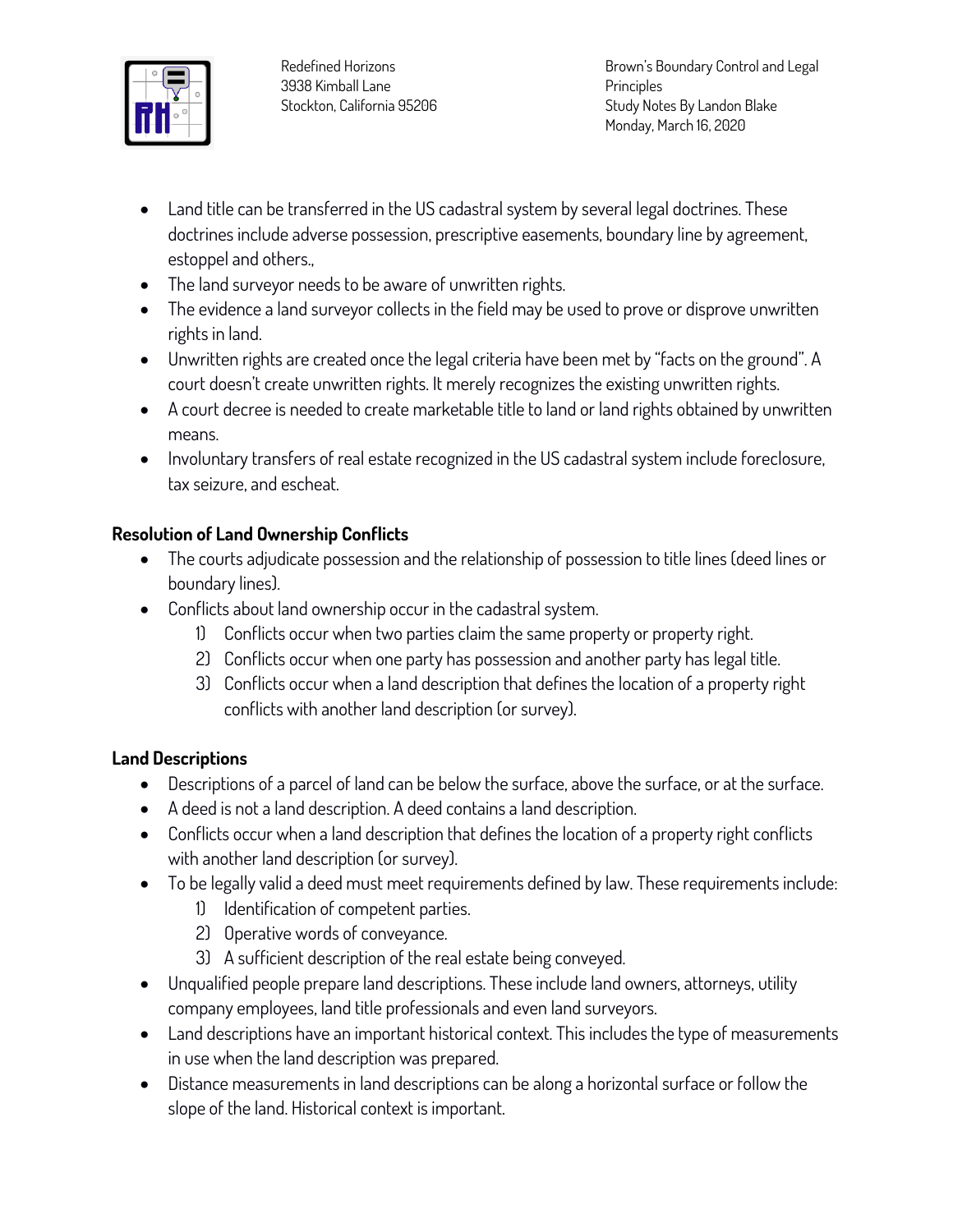- Land title can be transferred in the US cadastral system by several legal doctrines. These doctrines include adverse possession, prescriptive easements, boundary line by agreement, estoppel and others.,
- The land surveyor needs to be aware of unwritten rights.
- The evidence a land surveyor collects in the field may be used to prove or disprove unwritten rights in land.
- Unwritten rights are created once the legal criteria have been met by "facts on the ground". A court doesn't create unwritten rights. It merely recognizes the existing unwritten rights.
- A court decree is needed to create marketable title to land or land rights obtained by unwritten means.
- Involuntary transfers of real estate recognized in the US cadastral system include foreclosure, tax seizure, and escheat.

**Resolution of Land Ownership Conflicts**

- The courts adjudicate possession and the relationship of possession to title lines (deed lines or boundary lines).
- Conflicts about land ownership occur in the cadastral system.
  1) Conflicts occur when two parties claim the same property or property right.
  2) Conflicts occur when one party has possession and another party has legal title.
  3) Conflicts occur when a land description that defines the location of a property right conflicts with another land description (or survey).

**Land Descriptions**

- Descriptions of a parcel of land can be below the surface, above the surface, or at the surface.
- A deed is not a land description. A deed contains a land description.
- Conflicts occur when a land description that defines the location of a property right conflicts with another land description (or survey).
- To be legally valid a deed must meet requirements defined by law. These requirements include:
  1) Identification of competent parties.
  2) Operative words of conveyance.
  3) A sufficient description of the real estate being conveyed.
- Unqualified people prepare land descriptions. These include land owners, attorneys, utility company employees, land title professionals and even land surveyors.
- Land descriptions have an important historical context. This includes the type of measurements in use when the land description was prepared.
- Distance measurements in land descriptions can be along a horizontal surface or follow the slope of the land. Historical context is important.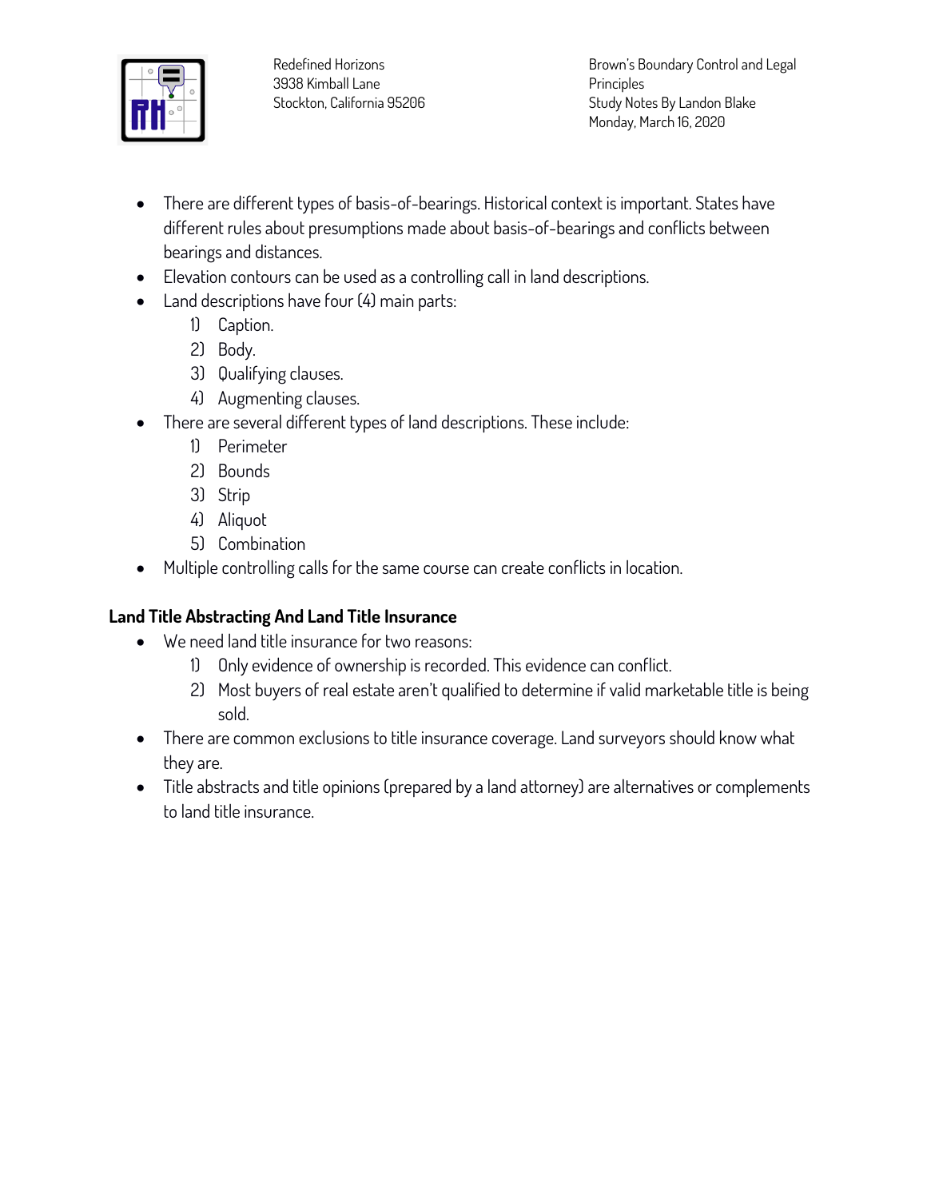- There are different types of basis-of-bearings. Historical context is important. States have different rules about presumptions made about basis-of-bearings and conflicts between bearings and distances.
- Elevation contours can be used as a controlling call in land descriptions.
- Land descriptions have four (4) main parts:
  1) Caption.
  2) Body.
  3) Qualifying clauses.
  4) Augmenting clauses.
- There are several different types of land descriptions. These include:
  1) Perimeter
  2) Bounds
  3) Strip
  4) Aliquot
  5) Combination
- Multiple controlling calls for the same course can create conflicts in location.

## Land Title Abstracting And Land Title Insurance

- We need land title insurance for two reasons:
  1) Only evidence of ownership is recorded. This evidence can conflict.
  2) Most buyers of real estate aren't qualified to determine if valid marketable title is being sold.
- There are common exclusions to title insurance coverage. Land surveyors should know what they are.
- Title abstracts and title opinions (prepared by a land attorney) are alternatives or complements to land title insurance.